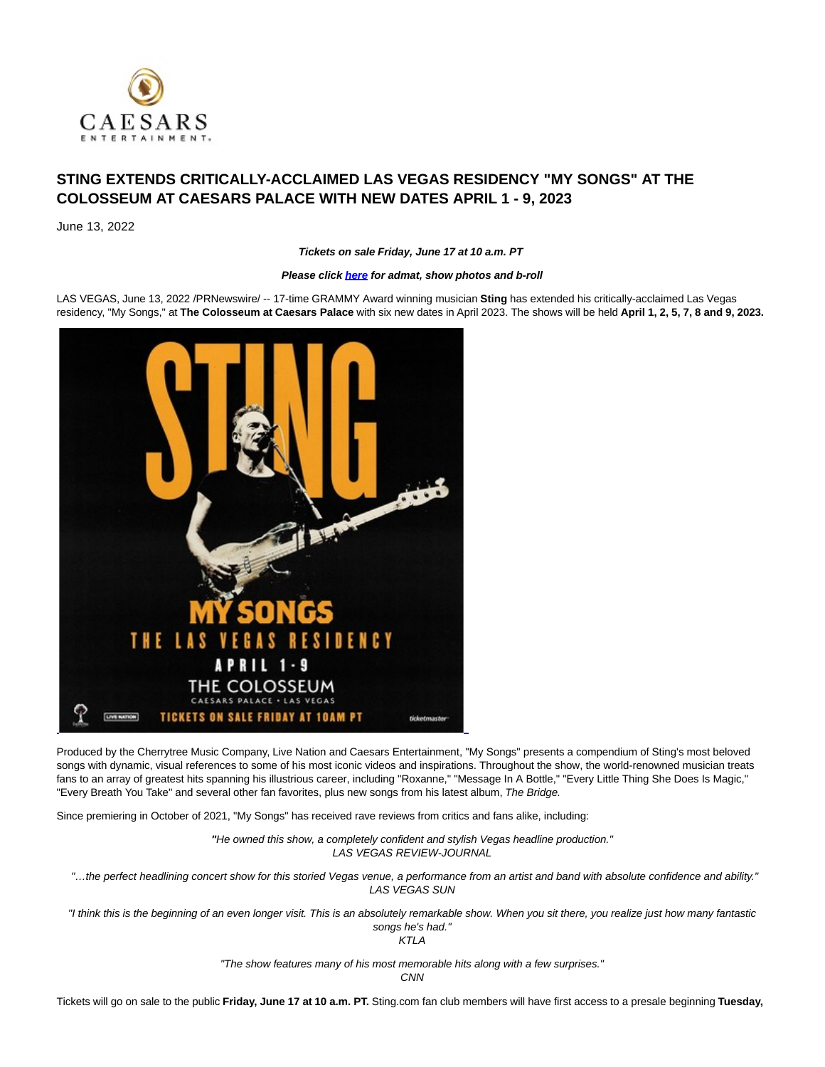# STING EXTENDS CRITICALLY-ACCLAIMED LAS VEGAS RESIDENCY "MY SONGS" AT THE COLOSSEUM AT CAESARS PALACE WITH NEW DATES APRIL 1 - 9, 2023

June 13, 2022

***Tickets on sale Friday, June 17 at 10 a.m. PT***

***Please click here for admat, show photos and b-roll***

LAS VEGAS, June 13, 2022 /PRNewswire/ -- 17-time GRAMMY Award winning musician **Sting** has extended his critically-acclaimed Las Vegas residency, "My Songs," at **The Colosseum at Caesars Palace** with six new dates in April 2023. The shows will be held **April 1, 2, 5, 7, 8 and 9, 2023.**

Produced by the Cherrytree Music Company, Live Nation and Caesars Entertainment, "My Songs" presents a compendium of Sting's most beloved songs with dynamic, visual references to some of his most iconic videos and inspirations. Throughout the show, the world-renowned musician treats fans to an array of greatest hits spanning his illustrious career, including "Roxanne," "Message In A Bottle," "Every Little Thing She Does Is Magic," "Every Breath You Take" and several other fan favorites, plus new songs from his latest album, *The Bridge.*

Since premiering in October of 2021, "My Songs" has received rave reviews from critics and fans alike, including:

*"He owned this show, a completely confident and stylish Vegas headline production."*
*LAS VEGAS REVIEW-JOURNAL*

*"…the perfect headlining concert show for this storied Vegas venue, a performance from an artist and band with absolute confidence and ability."*
*LAS VEGAS SUN*

*"I think this is the beginning of an even longer visit. This is an absolutely remarkable show. When you sit there, you realize just how many fantastic songs he's had."*
*KTLA*

*"The show features many of his most memorable hits along with a few surprises."*
*CNN*

Tickets will go on sale to the public **Friday, June 17 at 10 a.m. PT.** Sting.com fan club members will have first access to a presale beginning **Tuesday,**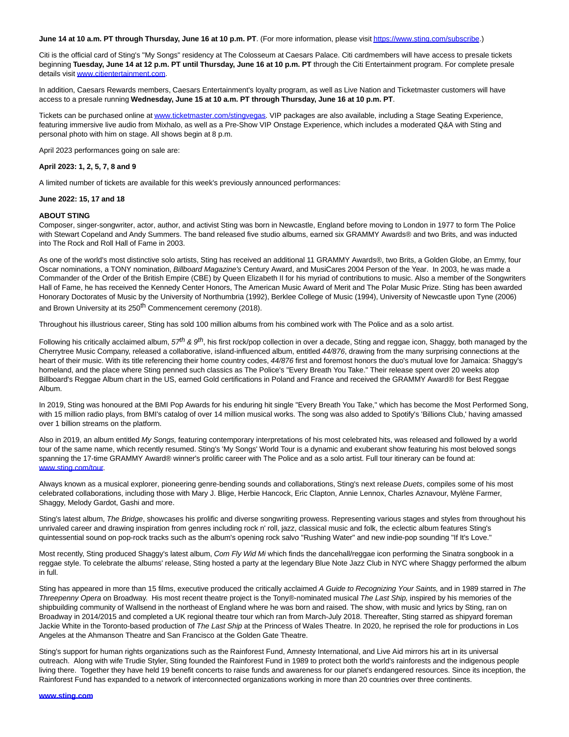**June 14 at 10 a.m. PT through Thursday, June 16 at 10 p.m. PT**. (For more information, please visit https://www.sting.com/subscribe.)

Citi is the official card of Sting's "My Songs" residency at The Colosseum at Caesars Palace. Citi cardmembers will have access to presale tickets beginning **Tuesday, June 14 at 12 p.m. PT until Thursday, June 16 at 10 p.m. PT** through the Citi Entertainment program. For complete presale details visit www.citientertainment.com.

In addition, Caesars Rewards members, Caesars Entertainment's loyalty program, as well as Live Nation and Ticketmaster customers will have access to a presale running **Wednesday, June 15 at 10 a.m. PT through Thursday, June 16 at 10 p.m. PT**.

Tickets can be purchased online at www.ticketmaster.com/stingvegas. VIP packages are also available, including a Stage Seating Experience, featuring immersive live audio from Mixhalo, as well as a Pre-Show VIP Onstage Experience, which includes a moderated Q&A with Sting and personal photo with him on stage. All shows begin at 8 p.m.

April 2023 performances going on sale are:

**April 2023: 1, 2, 5, 7, 8 and 9**

A limited number of tickets are available for this week's previously announced performances:

**June 2022: 15, 17 and 18**

**ABOUT STING**

Composer, singer-songwriter, actor, author, and activist Sting was born in Newcastle, England before moving to London in 1977 to form The Police with Stewart Copeland and Andy Summers. The band released five studio albums, earned six GRAMMY Awards® and two Brits, and was inducted into The Rock and Roll Hall of Fame in 2003.

As one of the world's most distinctive solo artists, Sting has received an additional 11 GRAMMY Awards®, two Brits, a Golden Globe, an Emmy, four Oscar nominations, a TONY nomination, *Billboard Magazine's* Century Award, and MusiCares 2004 Person of the Year. In 2003, he was made a Commander of the Order of the British Empire (CBE) by Queen Elizabeth II for his myriad of contributions to music. Also a member of the Songwriters Hall of Fame, he has received the Kennedy Center Honors, The American Music Award of Merit and The Polar Music Prize. Sting has been awarded Honorary Doctorates of Music by the University of Northumbria (1992), Berklee College of Music (1994), University of Newcastle upon Tyne (2006) and Brown University at its 250th Commencement ceremony (2018).

Throughout his illustrious career, Sting has sold 100 million albums from his combined work with The Police and as a solo artist.

Following his critically acclaimed album, *57th & 9th*, his first rock/pop collection in over a decade, Sting and reggae icon, Shaggy, both managed by the Cherrytree Music Company, released a collaborative, island-influenced album, entitled *44/876*, drawing from the many surprising connections at the heart of their music. With its title referencing their home country codes, *44/876* first and foremost honors the duo's mutual love for Jamaica: Shaggy's homeland, and the place where Sting penned such classics as The Police's "Every Breath You Take." Their release spent over 20 weeks atop Billboard's Reggae Album chart in the US, earned Gold certifications in Poland and France and received the GRAMMY Award® for Best Reggae Album.

In 2019, Sting was honoured at the BMI Pop Awards for his enduring hit single "Every Breath You Take," which has become the Most Performed Song, with 15 million radio plays, from BMI's catalog of over 14 million musical works. The song was also added to Spotify's 'Billions Club,' having amassed over 1 billion streams on the platform.

Also in 2019, an album entitled *My Songs,* featuring contemporary interpretations of his most celebrated hits, was released and followed by a world tour of the same name, which recently resumed. Sting's 'My Songs' World Tour is a dynamic and exuberant show featuring his most beloved songs spanning the 17-time GRAMMY Award® winner's prolific career with The Police and as a solo artist. Full tour itinerary can be found at: www.sting.com/tour.

Always known as a musical explorer, pioneering genre-bending sounds and collaborations, Sting's next release *Duets*, compiles some of his most celebrated collaborations, including those with Mary J. Blige, Herbie Hancock, Eric Clapton, Annie Lennox, Charles Aznavour, Mylène Farmer, Shaggy, Melody Gardot, Gashi and more.

Sting's latest album, *The Bridge*, showcases his prolific and diverse songwriting prowess. Representing various stages and styles from throughout his unrivaled career and drawing inspiration from genres including rock n' roll, jazz, classical music and folk, the eclectic album features Sting's quintessential sound on pop-rock tracks such as the album's opening rock salvo "Rushing Water" and new indie-pop sounding "If It's Love."

Most recently, Sting produced Shaggy's latest album, *Com Fly Wid Mi* which finds the dancehall/reggae icon performing the Sinatra songbook in a reggae style. To celebrate the albums' release, Sting hosted a party at the legendary Blue Note Jazz Club in NYC where Shaggy performed the album in full.

Sting has appeared in more than 15 films, executive produced the critically acclaimed *A Guide to Recognizing Your Saints,* and in 1989 starred in *The Threepenny Opera* on Broadway. His most recent theatre project is the Tony®-nominated musical *The Last Ship,* inspired by his memories of the shipbuilding community of Wallsend in the northeast of England where he was born and raised. The show, with music and lyrics by Sting, ran on Broadway in 2014/2015 and completed a UK regional theatre tour which ran from March-July 2018. Thereafter, Sting starred as shipyard foreman Jackie White in the Toronto-based production of *The Last Ship* at the Princess of Wales Theatre. In 2020, he reprised the role for productions in Los Angeles at the Ahmanson Theatre and San Francisco at the Golden Gate Theatre.

Sting's support for human rights organizations such as the Rainforest Fund, Amnesty International, and Live Aid mirrors his art in its universal outreach. Along with wife Trudie Styler, Sting founded the Rainforest Fund in 1989 to protect both the world's rainforests and the indigenous people living there. Together they have held 19 benefit concerts to raise funds and awareness for our planet's endangered resources. Since its inception, the Rainforest Fund has expanded to a network of interconnected organizations working in more than 20 countries over three continents.

**www.sting.com**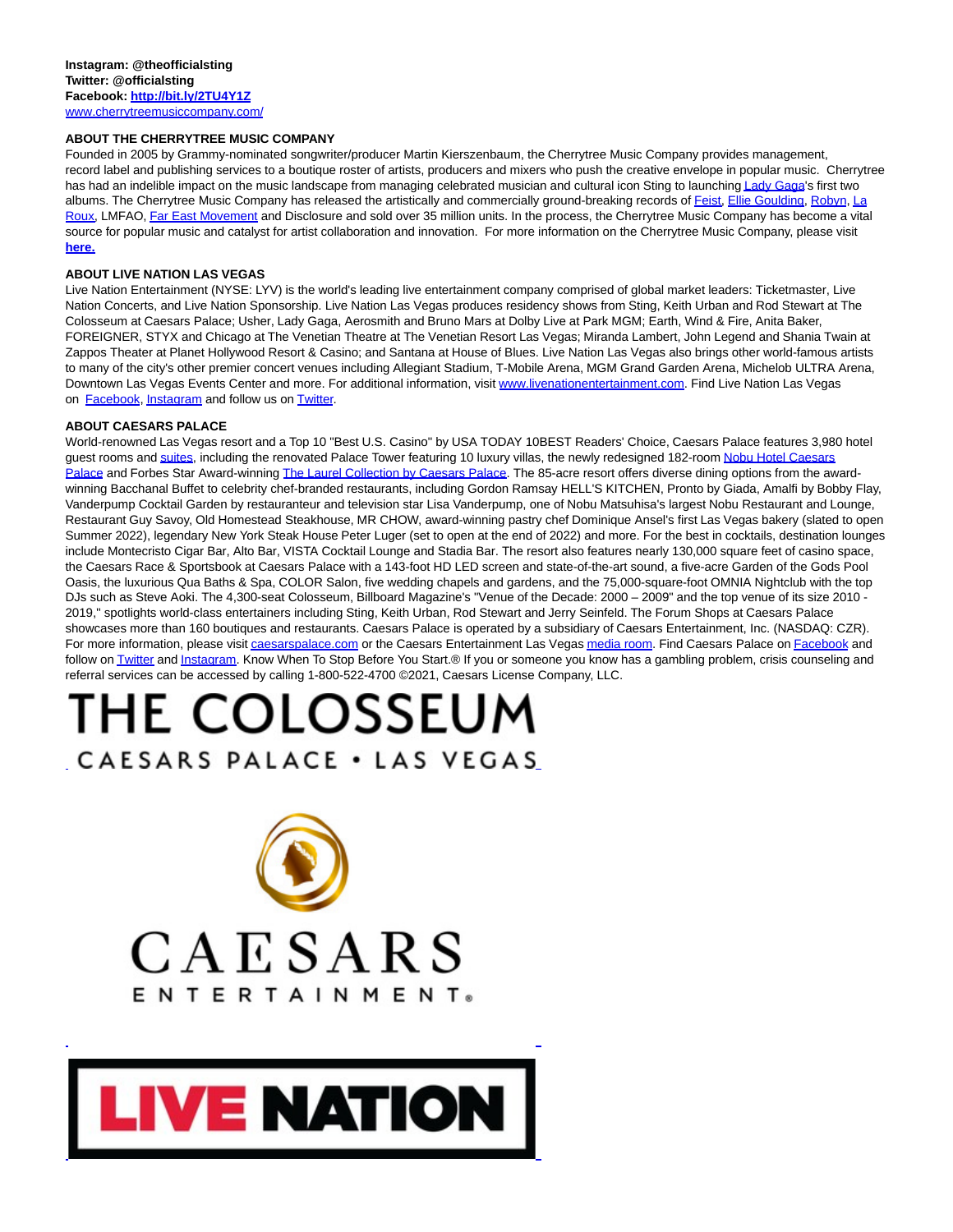**Instagram: @theofficialsting**
**Twitter: @officialsting**
**Facebook: http://bit.ly/2TU4Y1Z**
www.cherrytreemusiccompany.com/

**ABOUT THE CHERRYTREE MUSIC COMPANY**
Founded in 2005 by Grammy-nominated songwriter/producer Martin Kierszenbaum, the Cherrytree Music Company provides management, record label and publishing services to a boutique roster of artists, producers and mixers who push the creative envelope in popular music. Cherrytree has had an indelible impact on the music landscape from managing celebrated musician and cultural icon Sting to launching Lady Gaga's first two albums. The Cherrytree Music Company has released the artistically and commercially ground-breaking records of Feist, Ellie Goulding, Robyn, La Roux, LMFAO, Far East Movement and Disclosure and sold over 35 million units. In the process, the Cherrytree Music Company has become a vital source for popular music and catalyst for artist collaboration and innovation. For more information on the Cherrytree Music Company, please visit **here.**

**ABOUT LIVE NATION LAS VEGAS**
Live Nation Entertainment (NYSE: LYV) is the world's leading live entertainment company comprised of global market leaders: Ticketmaster, Live Nation Concerts, and Live Nation Sponsorship. Live Nation Las Vegas produces residency shows from Sting, Keith Urban and Rod Stewart at The Colosseum at Caesars Palace; Usher, Lady Gaga, Aerosmith and Bruno Mars at Dolby Live at Park MGM; Earth, Wind & Fire, Anita Baker, FOREIGNER, STYX and Chicago at The Venetian Theatre at The Venetian Resort Las Vegas; Miranda Lambert, John Legend and Shania Twain at Zappos Theater at Planet Hollywood Resort & Casino; and Santana at House of Blues. Live Nation Las Vegas also brings other world-famous artists to many of the city's other premier concert venues including Allegiant Stadium, T-Mobile Arena, MGM Grand Garden Arena, Michelob ULTRA Arena, Downtown Las Vegas Events Center and more. For additional information, visit www.livenationentertainment.com. Find Live Nation Las Vegas on Facebook, Instagram and follow us on Twitter.

**ABOUT CAESARS PALACE**
World-renowned Las Vegas resort and a Top 10 "Best U.S. Casino" by USA TODAY 10BEST Readers' Choice, Caesars Palace features 3,980 hotel guest rooms and suites, including the renovated Palace Tower featuring 10 luxury villas, the newly redesigned 182-room Nobu Hotel Caesars Palace and Forbes Star Award-winning The Laurel Collection by Caesars Palace. The 85-acre resort offers diverse dining options from the award-winning Bacchanal Buffet to celebrity chef-branded restaurants, including Gordon Ramsay HELL'S KITCHEN, Pronto by Giada, Amalfi by Bobby Flay, Vanderpump Cocktail Garden by restauranteur and television star Lisa Vanderpump, one of Nobu Matsuhisa's largest Nobu Restaurant and Lounge, Restaurant Guy Savoy, Old Homestead Steakhouse, MR CHOW, award-winning pastry chef Dominique Ansel's first Las Vegas bakery (slated to open Summer 2022), legendary New York Steak House Peter Luger (set to open at the end of 2022) and more. For the best in cocktails, destination lounges include Montecristo Cigar Bar, Alto Bar, VISTA Cocktail Lounge and Stadia Bar. The resort also features nearly 130,000 square feet of casino space, the Caesars Race & Sportsbook at Caesars Palace with a 143-foot HD LED screen and state-of-the-art sound, a five-acre Garden of the Gods Pool Oasis, the luxurious Qua Baths & Spa, COLOR Salon, five wedding chapels and gardens, and the 75,000-square-foot OMNIA Nightclub with the top DJs such as Steve Aoki. The 4,300-seat Colosseum, Billboard Magazine's "Venue of the Decade: 2000 – 2009" and the top venue of its size 2010 - 2019," spotlights world-class entertainers including Sting, Keith Urban, Rod Stewart and Jerry Seinfeld. The Forum Shops at Caesars Palace showcases more than 160 boutiques and restaurants. Caesars Palace is operated by a subsidiary of Caesars Entertainment, Inc. (NASDAQ: CZR). For more information, please visit caesarspalace.com or the Caesars Entertainment Las Vegas media room. Find Caesars Palace on Facebook and follow on Twitter and Instagram. Know When To Stop Before You Start.® If you or someone you know has a gambling problem, crisis counseling and referral services can be accessed by calling 1-800-522-4700 ©2021, Caesars License Company, LLC.

THE COLOSSEUM
CAESARS PALACE • LAS VEGAS

CAESARS
ENTERTAINMENT

LIVE NATION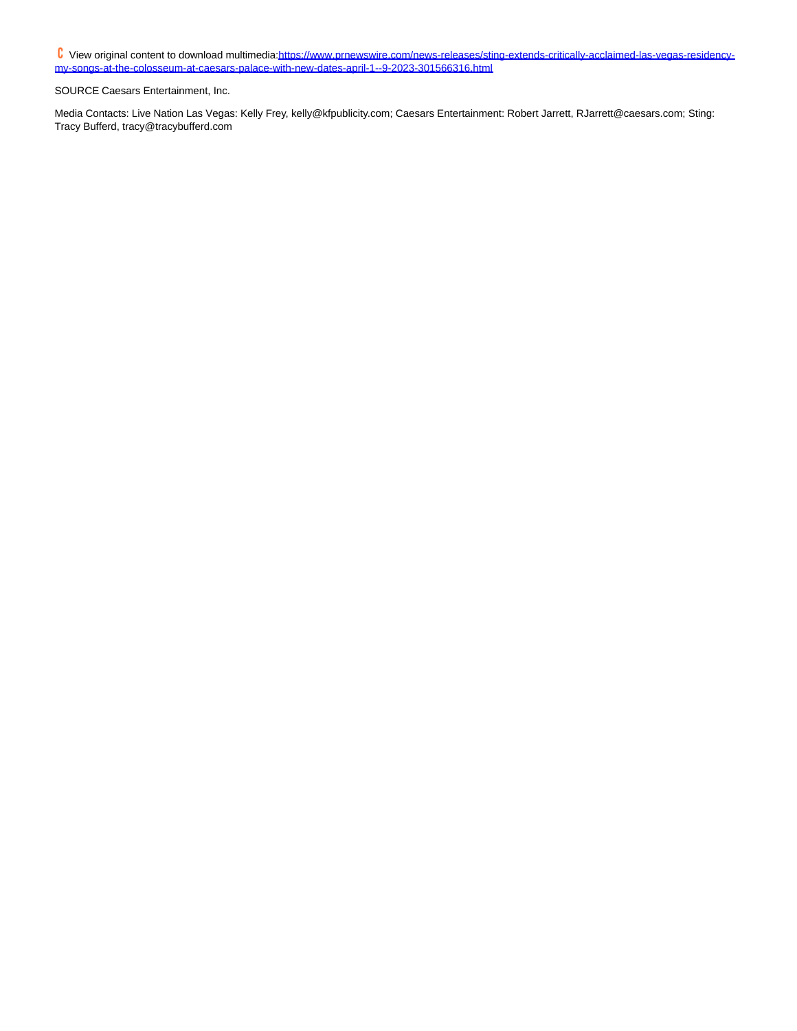View original content to download multimedia:https://www.prnewswire.com/news-releases/sting-extends-critically-acclaimed-las-vegas-residency-my-songs-at-the-colosseum-at-caesars-palace-with-new-dates-april-1--9-2023-301566316.html

SOURCE Caesars Entertainment, Inc.

Media Contacts: Live Nation Las Vegas: Kelly Frey, kelly@kfpublicity.com; Caesars Entertainment: Robert Jarrett, RJarrett@caesars.com; Sting: Tracy Bufferd, tracy@tracybufferd.com